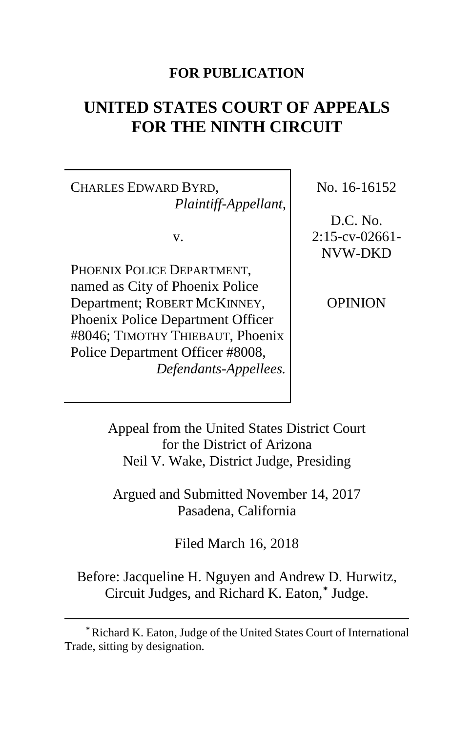**FOR PUBLICATION**

# UNITED STATES COURT OF APPEALS FOR THE NINTH CIRCUIT

| | |
|---|---|
| CHARLES EDWARD BYRD, *Plaintiff-Appellant*, v. PHOENIX POLICE DEPARTMENT, named as City of Phoenix Police Department; ROBERT MCKINNEY, Phoenix Police Department Officer #8046; TIMOTHY THIEBAUT, Phoenix Police Department Officer #8008, *Defendants-Appellees.* | No. 16-16152 D.C. No. 2:15-cv-02661-NVW-DKD OPINION |

Appeal from the United States District Court for the District of Arizona
Neil V. Wake, District Judge, Presiding

Argued and Submitted November 14, 2017
Pasadena, California

Filed March 16, 2018

Before: Jacqueline H. Nguyen and Andrew D. Hurwitz, Circuit Judges, and Richard K. Eaton,* Judge.

---

* Richard K. Eaton, Judge of the United States Court of International Trade, sitting by designation.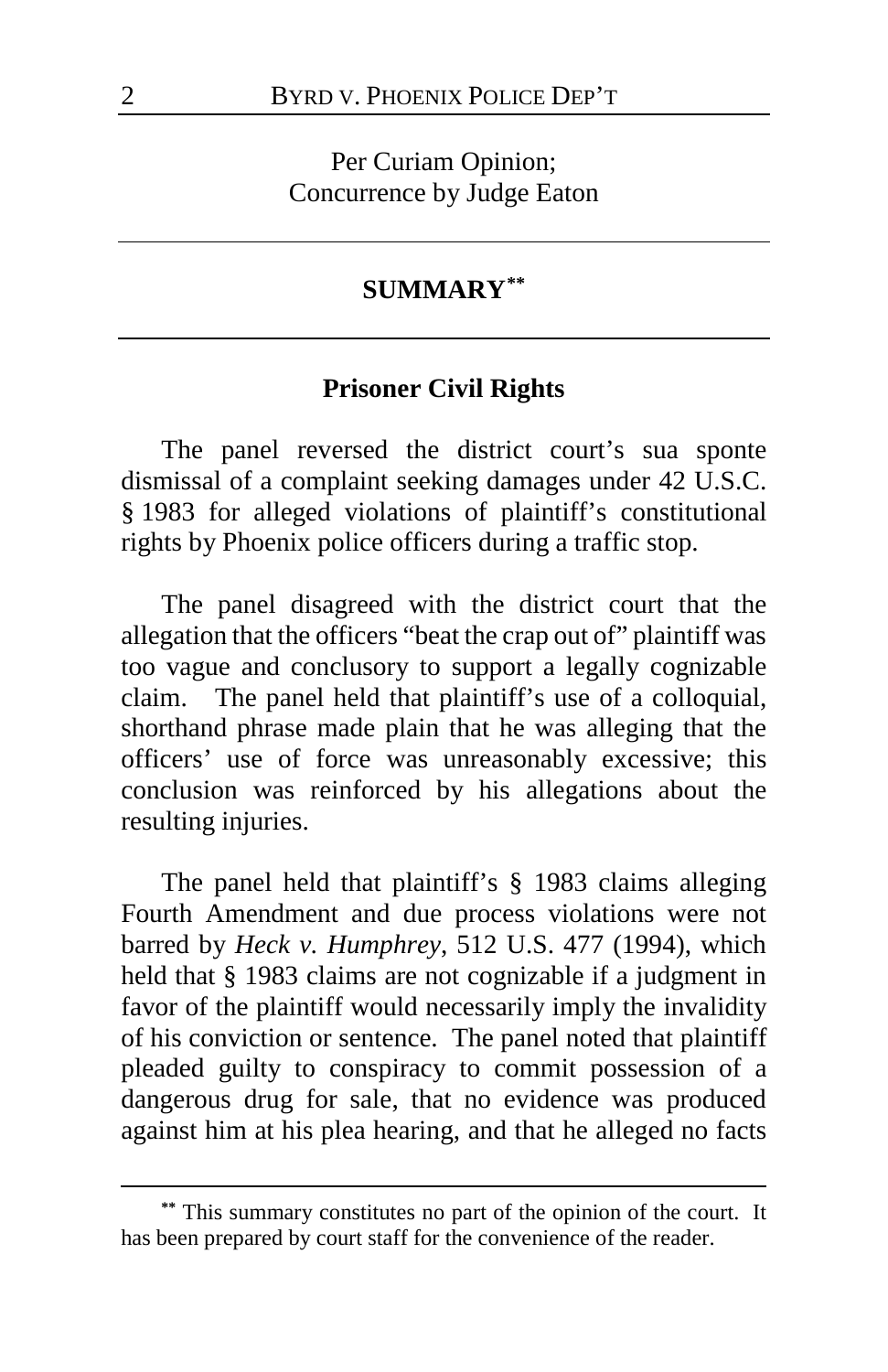Per Curiam Opinion;
Concurrence by Judge Eaton

## SUMMARY[**]

### Prisoner Civil Rights

The panel reversed the district court's sua sponte dismissal of a complaint seeking damages under 42 U.S.C. § 1983 for alleged violations of plaintiff's constitutional rights by Phoenix police officers during a traffic stop.

The panel disagreed with the district court that the allegation that the officers "beat the crap out of" plaintiff was too vague and conclusory to support a legally cognizable claim. The panel held that plaintiff's use of a colloquial, shorthand phrase made plain that he was alleging that the officers' use of force was unreasonably excessive; this conclusion was reinforced by his allegations about the resulting injuries.

The panel held that plaintiff's § 1983 claims alleging Fourth Amendment and due process violations were not barred by *Heck v. Humphrey*, 512 U.S. 477 (1994), which held that § 1983 claims are not cognizable if a judgment in favor of the plaintiff would necessarily imply the invalidity of his conviction or sentence. The panel noted that plaintiff pleaded guilty to conspiracy to commit possession of a dangerous drug for sale, that no evidence was produced against him at his plea hearing, and that he alleged no facts

---

[**] This summary constitutes no part of the opinion of the court. It has been prepared by court staff for the convenience of the reader.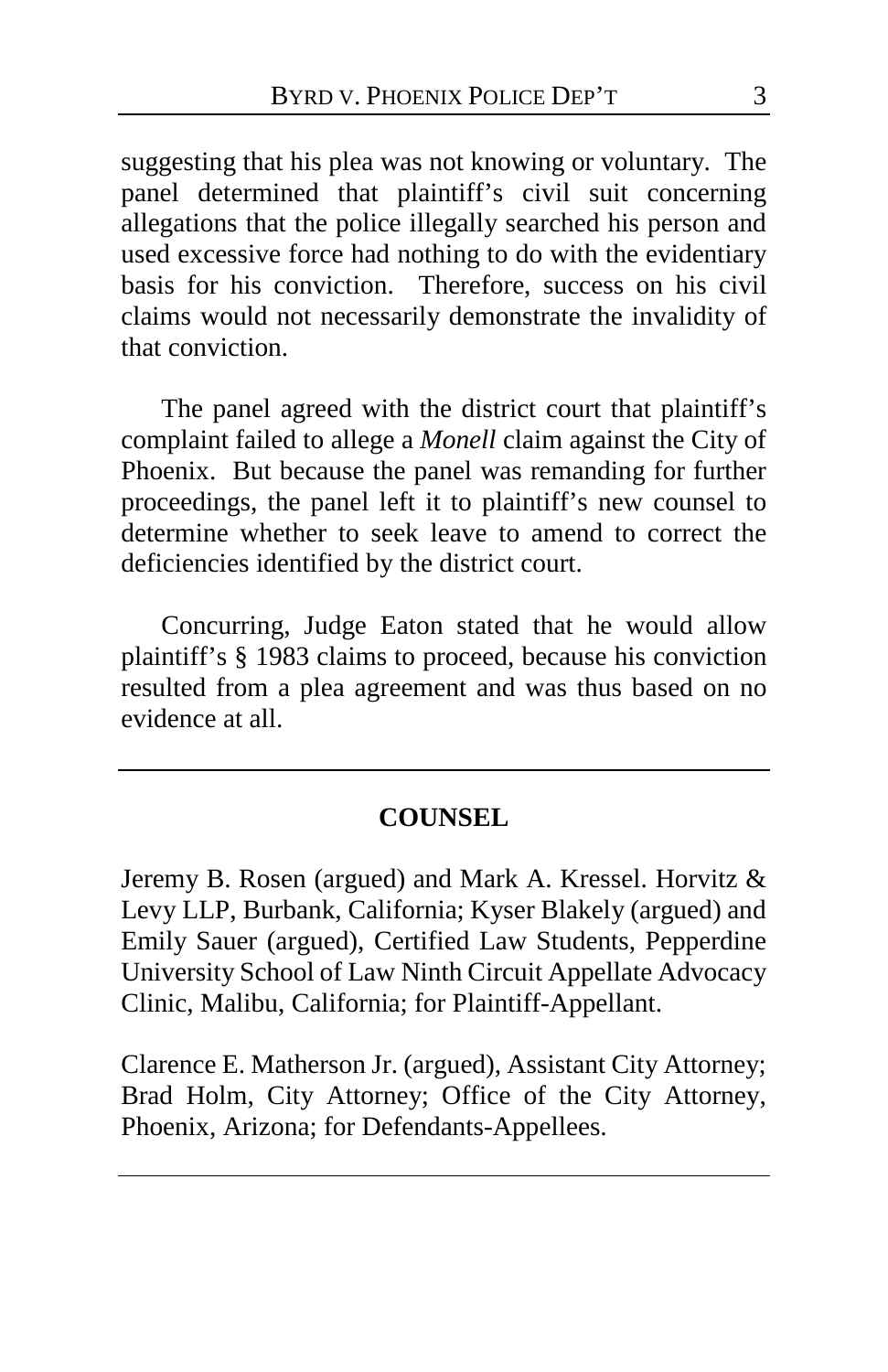suggesting that his plea was not knowing or voluntary. The panel determined that plaintiff's civil suit concerning allegations that the police illegally searched his person and used excessive force had nothing to do with the evidentiary basis for his conviction. Therefore, success on his civil claims would not necessarily demonstrate the invalidity of that conviction.

The panel agreed with the district court that plaintiff's complaint failed to allege a *Monell* claim against the City of Phoenix. But because the panel was remanding for further proceedings, the panel left it to plaintiff's new counsel to determine whether to seek leave to amend to correct the deficiencies identified by the district court.

Concurring, Judge Eaton stated that he would allow plaintiff's § 1983 claims to proceed, because his conviction resulted from a plea agreement and was thus based on no evidence at all.

---

## COUNSEL

Jeremy B. Rosen (argued) and Mark A. Kressel. Horvitz & Levy LLP, Burbank, California; Kyser Blakely (argued) and Emily Sauer (argued), Certified Law Students, Pepperdine University School of Law Ninth Circuit Appellate Advocacy Clinic, Malibu, California; for Plaintiff-Appellant.

Clarence E. Matherson Jr. (argued), Assistant City Attorney; Brad Holm, City Attorney; Office of the City Attorney, Phoenix, Arizona; for Defendants-Appellees.

---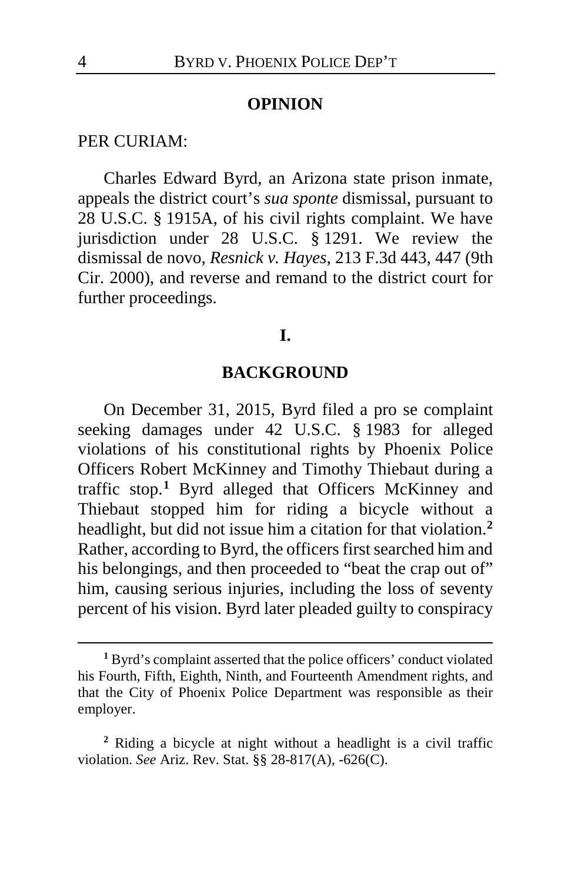## OPINION

PER CURIAM:

Charles Edward Byrd, an Arizona state prison inmate, appeals the district court's *sua sponte* dismissal, pursuant to 28 U.S.C. § 1915A, of his civil rights complaint. We have jurisdiction under 28 U.S.C. § 1291. We review the dismissal de novo, *Resnick v. Hayes*, 213 F.3d 443, 447 (9th Cir. 2000), and reverse and remand to the district court for further proceedings.

## I.

## BACKGROUND

On December 31, 2015, Byrd filed a pro se complaint seeking damages under 42 U.S.C. § 1983 for alleged violations of his constitutional rights by Phoenix Police Officers Robert McKinney and Timothy Thiebaut during a traffic stop.[1] Byrd alleged that Officers McKinney and Thiebaut stopped him for riding a bicycle without a headlight, but did not issue him a citation for that violation.[2] Rather, according to Byrd, the officers first searched him and his belongings, and then proceeded to "beat the crap out of" him, causing serious injuries, including the loss of seventy percent of his vision. Byrd later pleaded guilty to conspiracy

---

[1] Byrd's complaint asserted that the police officers' conduct violated his Fourth, Fifth, Eighth, Ninth, and Fourteenth Amendment rights, and that the City of Phoenix Police Department was responsible as their employer.

[2] Riding a bicycle at night without a headlight is a civil traffic violation. *See* Ariz. Rev. Stat. §§ 28-817(A), -626(C).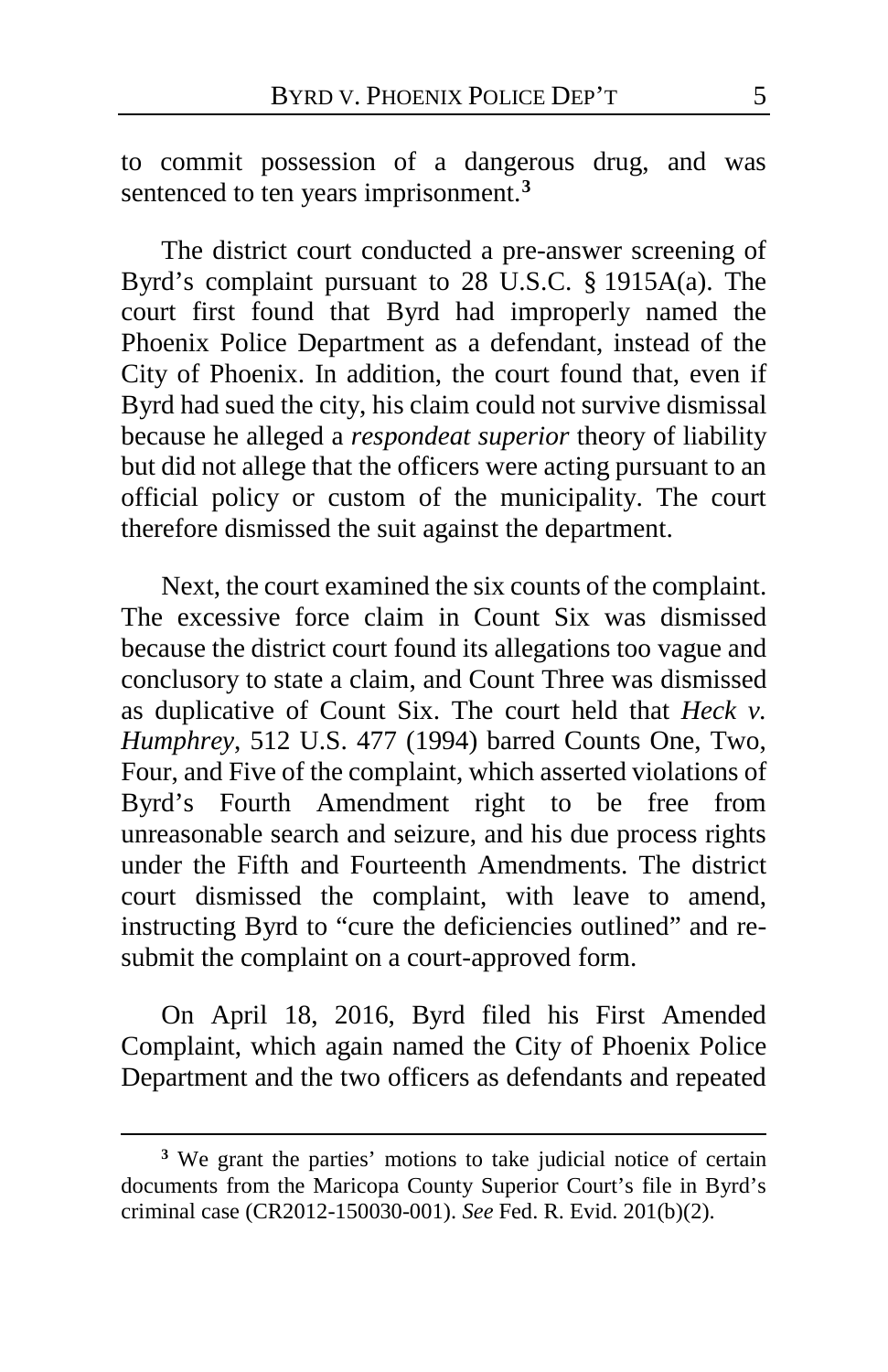to commit possession of a dangerous drug, and was sentenced to ten years imprisonment.[3]

The district court conducted a pre-answer screening of Byrd's complaint pursuant to 28 U.S.C. § 1915A(a). The court first found that Byrd had improperly named the Phoenix Police Department as a defendant, instead of the City of Phoenix. In addition, the court found that, even if Byrd had sued the city, his claim could not survive dismissal because he alleged a *respondeat superior* theory of liability but did not allege that the officers were acting pursuant to an official policy or custom of the municipality. The court therefore dismissed the suit against the department.

Next, the court examined the six counts of the complaint. The excessive force claim in Count Six was dismissed because the district court found its allegations too vague and conclusory to state a claim, and Count Three was dismissed as duplicative of Count Six. The court held that *Heck v. Humphrey*, 512 U.S. 477 (1994) barred Counts One, Two, Four, and Five of the complaint, which asserted violations of Byrd's Fourth Amendment right to be free from unreasonable search and seizure, and his due process rights under the Fifth and Fourteenth Amendments. The district court dismissed the complaint, with leave to amend, instructing Byrd to "cure the deficiencies outlined" and re-submit the complaint on a court-approved form.

On April 18, 2016, Byrd filed his First Amended Complaint, which again named the City of Phoenix Police Department and the two officers as defendants and repeated

[3] We grant the parties' motions to take judicial notice of certain documents from the Maricopa County Superior Court's file in Byrd's criminal case (CR2012-150030-001). *See* Fed. R. Evid. 201(b)(2).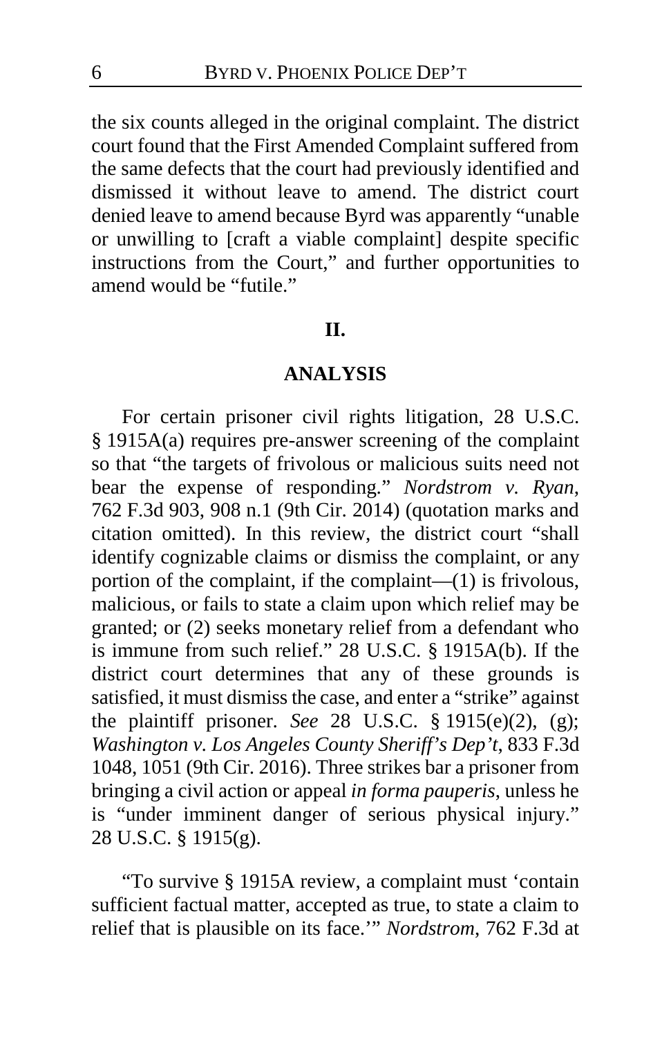the six counts alleged in the original complaint. The district court found that the First Amended Complaint suffered from the same defects that the court had previously identified and dismissed it without leave to amend. The district court denied leave to amend because Byrd was apparently "unable or unwilling to [craft a viable complaint] despite specific instructions from the Court," and further opportunities to amend would be "futile."

## II.

## ANALYSIS

For certain prisoner civil rights litigation, 28 U.S.C. § 1915A(a) requires pre-answer screening of the complaint so that "the targets of frivolous or malicious suits need not bear the expense of responding." *Nordstrom v. Ryan*, 762 F.3d 903, 908 n.1 (9th Cir. 2014) (quotation marks and citation omitted). In this review, the district court "shall identify cognizable claims or dismiss the complaint, or any portion of the complaint, if the complaint—(1) is frivolous, malicious, or fails to state a claim upon which relief may be granted; or (2) seeks monetary relief from a defendant who is immune from such relief." 28 U.S.C. § 1915A(b). If the district court determines that any of these grounds is satisfied, it must dismiss the case, and enter a "strike" against the plaintiff prisoner. *See* 28 U.S.C. § 1915(e)(2), (g); *Washington v. Los Angeles County Sheriff's Dep't*, 833 F.3d 1048, 1051 (9th Cir. 2016). Three strikes bar a prisoner from bringing a civil action or appeal *in forma pauperis*, unless he is "under imminent danger of serious physical injury." 28 U.S.C. § 1915(g).

"To survive § 1915A review, a complaint must 'contain sufficient factual matter, accepted as true, to state a claim to relief that is plausible on its face.'" *Nordstrom*, 762 F.3d at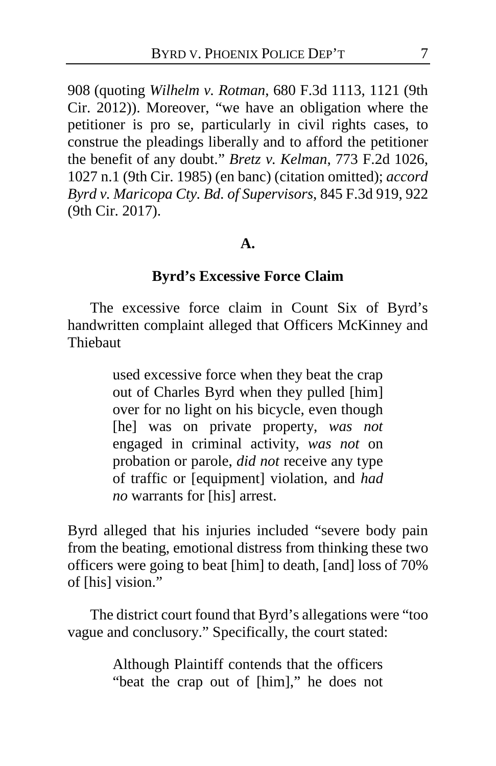908 (quoting *Wilhelm v. Rotman*, 680 F.3d 1113, 1121 (9th Cir. 2012)). Moreover, "we have an obligation where the petitioner is pro se, particularly in civil rights cases, to construe the pleadings liberally and to afford the petitioner the benefit of any doubt." *Bretz v. Kelman*, 773 F.2d 1026, 1027 n.1 (9th Cir. 1985) (en banc) (citation omitted); *accord Byrd v. Maricopa Cty. Bd. of Supervisors*, 845 F.3d 919, 922 (9th Cir. 2017).

## A.

## Byrd's Excessive Force Claim

The excessive force claim in Count Six of Byrd's handwritten complaint alleged that Officers McKinney and Thiebaut

> used excessive force when they beat the crap out of Charles Byrd when they pulled [him] over for no light on his bicycle, even though [he] was on private property, *was not* engaged in criminal activity, *was not* on probation or parole, *did not* receive any type of traffic or [equipment] violation, and *had no* warrants for [his] arrest.

Byrd alleged that his injuries included "severe body pain from the beating, emotional distress from thinking these two officers were going to beat [him] to death, [and] loss of 70% of [his] vision."

The district court found that Byrd's allegations were "too vague and conclusory." Specifically, the court stated:

> Although Plaintiff contends that the officers "beat the crap out of [him]," he does not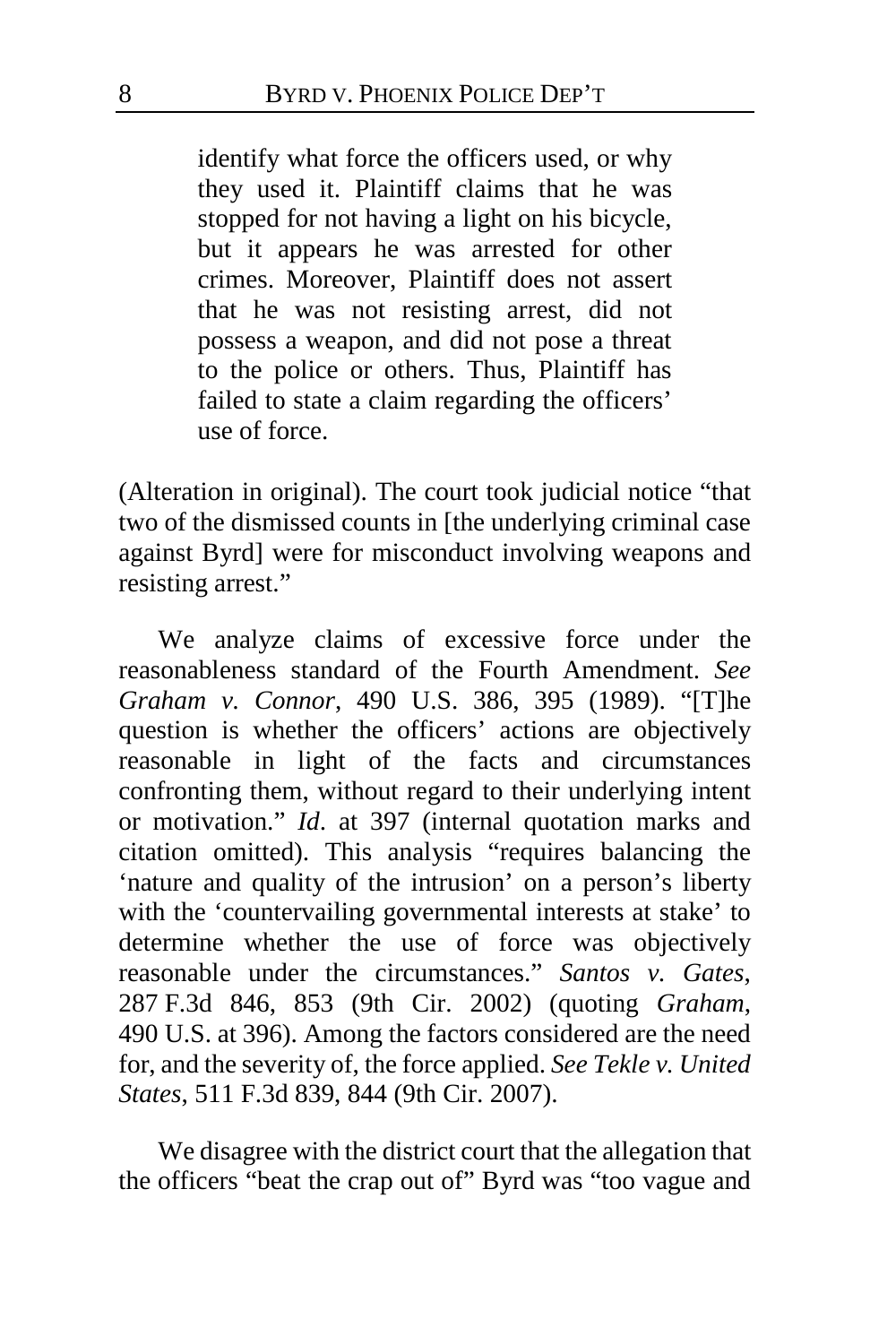> identify what force the officers used, or why they used it. Plaintiff claims that he was stopped for not having a light on his bicycle, but it appears he was arrested for other crimes. Moreover, Plaintiff does not assert that he was not resisting arrest, did not possess a weapon, and did not pose a threat to the police or others. Thus, Plaintiff has failed to state a claim regarding the officers' use of force.

(Alteration in original). The court took judicial notice "that two of the dismissed counts in [the underlying criminal case against Byrd] were for misconduct involving weapons and resisting arrest."

We analyze claims of excessive force under the reasonableness standard of the Fourth Amendment. *See Graham v. Connor*, 490 U.S. 386, 395 (1989). "[T]he question is whether the officers' actions are objectively reasonable in light of the facts and circumstances confronting them, without regard to their underlying intent or motivation." *Id*. at 397 (internal quotation marks and citation omitted). This analysis "requires balancing the 'nature and quality of the intrusion' on a person's liberty with the 'countervailing governmental interests at stake' to determine whether the use of force was objectively reasonable under the circumstances." *Santos v. Gates*, 287 F.3d 846, 853 (9th Cir. 2002) (quoting *Graham*, 490 U.S. at 396). Among the factors considered are the need for, and the severity of, the force applied. *See Tekle v. United States*, 511 F.3d 839, 844 (9th Cir. 2007).

We disagree with the district court that the allegation that the officers "beat the crap out of" Byrd was "too vague and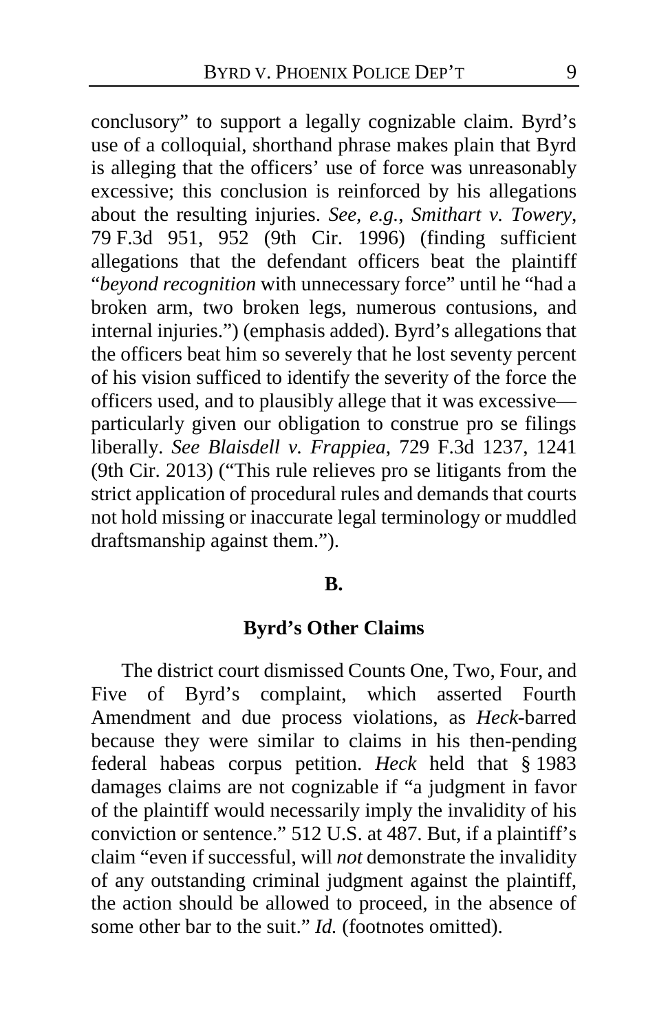conclusory" to support a legally cognizable claim. Byrd's use of a colloquial, shorthand phrase makes plain that Byrd is alleging that the officers' use of force was unreasonably excessive; this conclusion is reinforced by his allegations about the resulting injuries. *See, e.g.*, *Smithart v. Towery*, 79 F.3d 951, 952 (9th Cir. 1996) (finding sufficient allegations that the defendant officers beat the plaintiff "*beyond recognition* with unnecessary force" until he "had a broken arm, two broken legs, numerous contusions, and internal injuries.") (emphasis added). Byrd's allegations that the officers beat him so severely that he lost seventy percent of his vision sufficed to identify the severity of the force the officers used, and to plausibly allege that it was excessive—particularly given our obligation to construe pro se filings liberally. *See Blaisdell v. Frappiea*, 729 F.3d 1237, 1241 (9th Cir. 2013) ("This rule relieves pro se litigants from the strict application of procedural rules and demands that courts not hold missing or inaccurate legal terminology or muddled draftsmanship against them.").

## B.

## Byrd's Other Claims

The district court dismissed Counts One, Two, Four, and Five of Byrd's complaint, which asserted Fourth Amendment and due process violations, as *Heck*-barred because they were similar to claims in his then-pending federal habeas corpus petition. *Heck* held that § 1983 damages claims are not cognizable if "a judgment in favor of the plaintiff would necessarily imply the invalidity of his conviction or sentence." 512 U.S. at 487. But, if a plaintiff's claim "even if successful, will *not* demonstrate the invalidity of any outstanding criminal judgment against the plaintiff, the action should be allowed to proceed, in the absence of some other bar to the suit." *Id.* (footnotes omitted).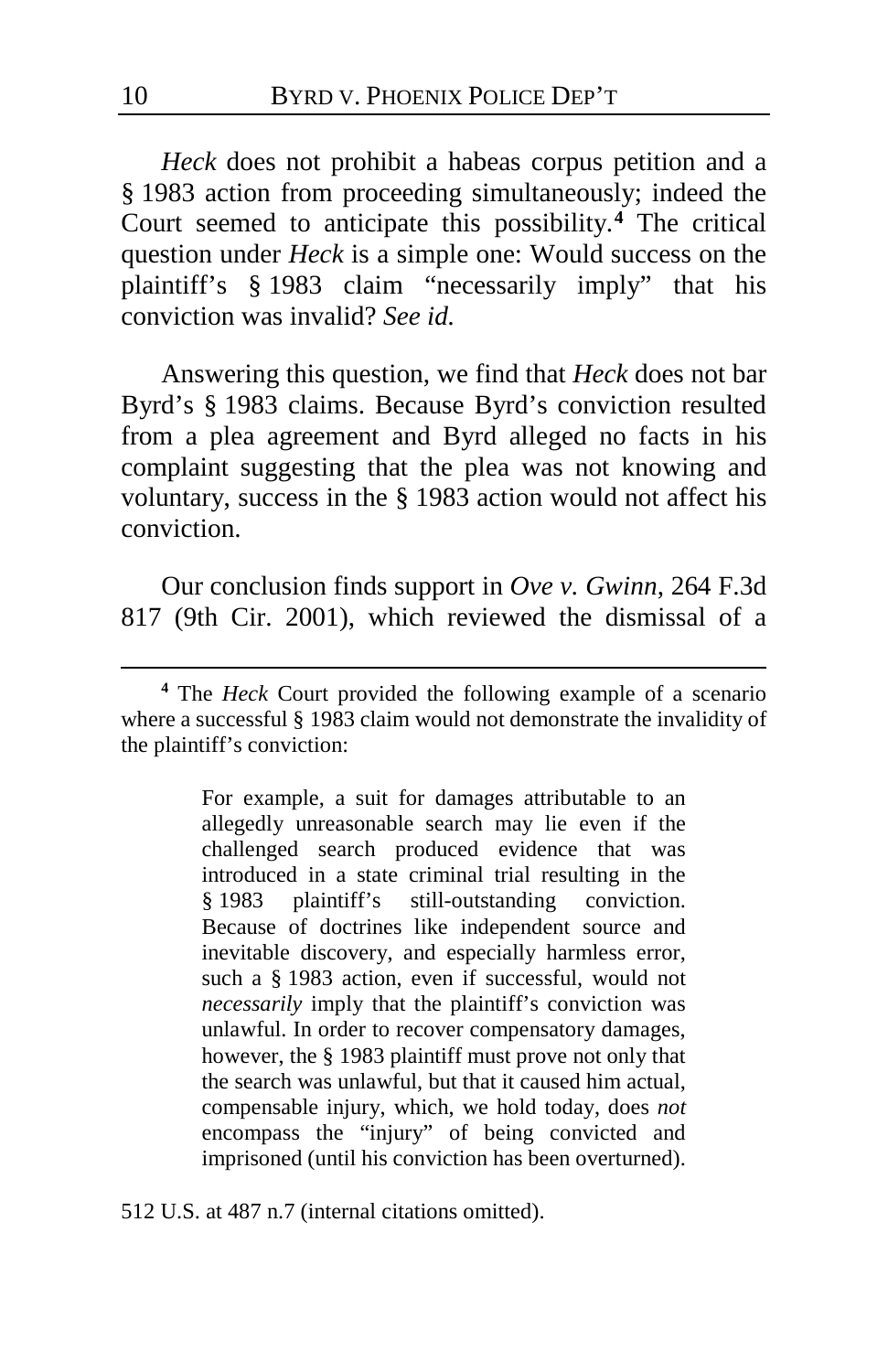*Heck* does not prohibit a habeas corpus petition and a § 1983 action from proceeding simultaneously; indeed the Court seemed to anticipate this possibility.[4] The critical question under *Heck* is a simple one: Would success on the plaintiff's § 1983 claim "necessarily imply" that his conviction was invalid? *See id.*

Answering this question, we find that *Heck* does not bar Byrd's § 1983 claims. Because Byrd's conviction resulted from a plea agreement and Byrd alleged no facts in his complaint suggesting that the plea was not knowing and voluntary, success in the § 1983 action would not affect his conviction.

Our conclusion finds support in *Ove v. Gwinn*, 264 F.3d 817 (9th Cir. 2001), which reviewed the dismissal of a

---

[4] The *Heck* Court provided the following example of a scenario where a successful § 1983 claim would not demonstrate the invalidity of the plaintiff's conviction:

> For example, a suit for damages attributable to an allegedly unreasonable search may lie even if the challenged search produced evidence that was introduced in a state criminal trial resulting in the § 1983 plaintiff's still-outstanding conviction. Because of doctrines like independent source and inevitable discovery, and especially harmless error, such a § 1983 action, even if successful, would not *necessarily* imply that the plaintiff's conviction was unlawful. In order to recover compensatory damages, however, the § 1983 plaintiff must prove not only that the search was unlawful, but that it caused him actual, compensable injury, which, we hold today, does *not* encompass the "injury" of being convicted and imprisoned (until his conviction has been overturned).

512 U.S. at 487 n.7 (internal citations omitted).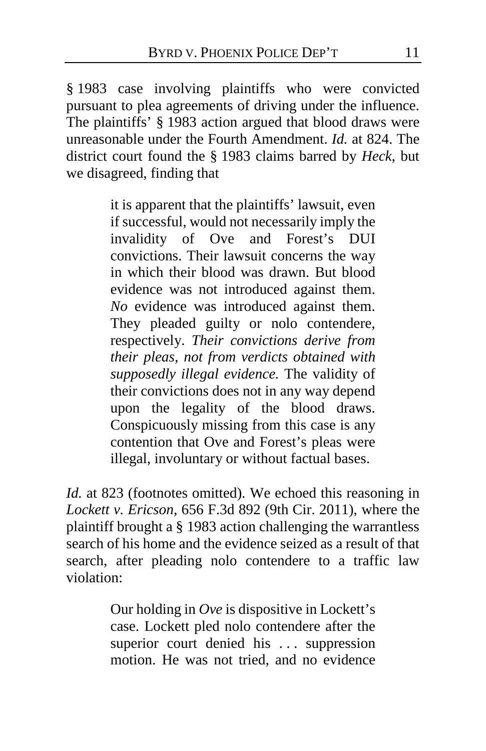§ 1983 case involving plaintiffs who were convicted pursuant to plea agreements of driving under the influence. The plaintiffs' § 1983 action argued that blood draws were unreasonable under the Fourth Amendment. *Id.* at 824. The district court found the § 1983 claims barred by *Heck*, but we disagreed, finding that

> it is apparent that the plaintiffs' lawsuit, even if successful, would not necessarily imply the invalidity of Ove and Forest's DUI convictions. Their lawsuit concerns the way in which their blood was drawn. But blood evidence was not introduced against them. *No* evidence was introduced against them. They pleaded guilty or nolo contendere, respectively. *Their convictions derive from their pleas, not from verdicts obtained with supposedly illegal evidence.* The validity of their convictions does not in any way depend upon the legality of the blood draws. Conspicuously missing from this case is any contention that Ove and Forest's pleas were illegal, involuntary or without factual bases.

*Id.* at 823 (footnotes omitted). We echoed this reasoning in *Lockett v. Ericson*, 656 F.3d 892 (9th Cir. 2011), where the plaintiff brought a § 1983 action challenging the warrantless search of his home and the evidence seized as a result of that search, after pleading nolo contendere to a traffic law violation:

> Our holding in *Ove* is dispositive in Lockett's case. Lockett pled nolo contendere after the superior court denied his . . . suppression motion. He was not tried, and no evidence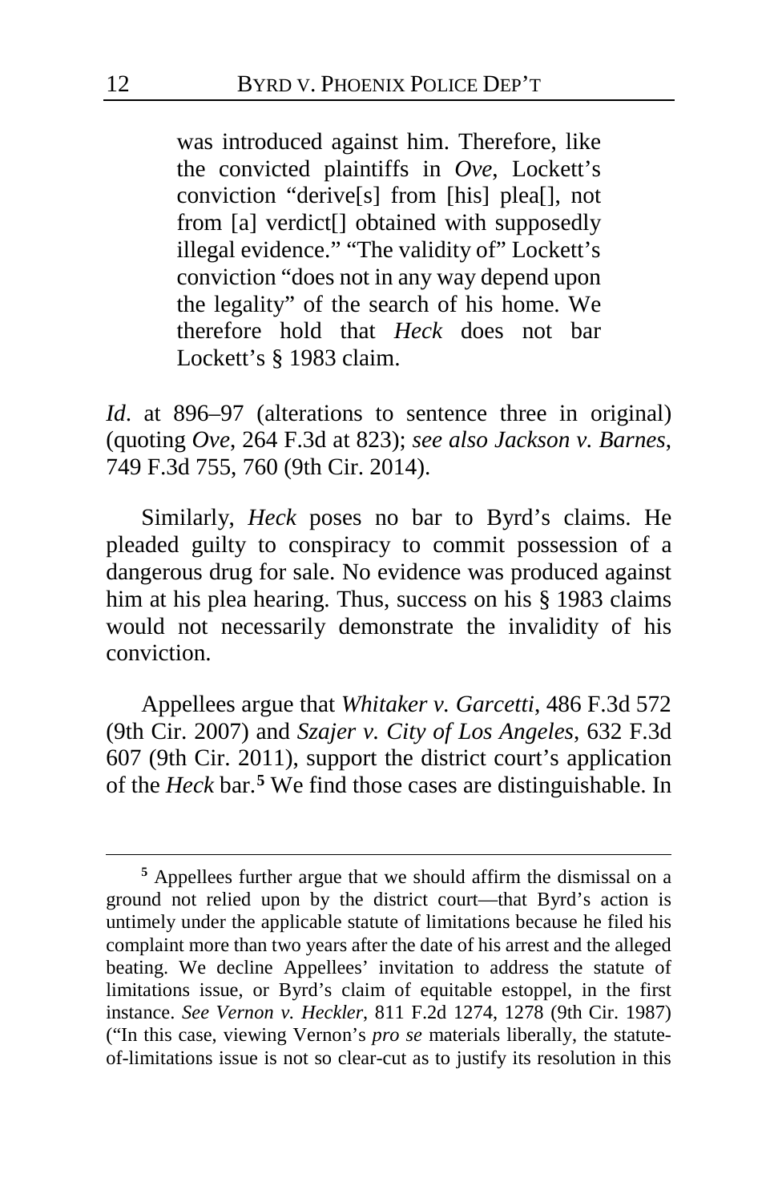> was introduced against him. Therefore, like the convicted plaintiffs in *Ove*, Lockett's conviction "derive[s] from [his] plea[], not from [a] verdict[] obtained with supposedly illegal evidence." "The validity of" Lockett's conviction "does not in any way depend upon the legality" of the search of his home. We therefore hold that *Heck* does not bar Lockett's § 1983 claim.

*Id*. at 896–97 (alterations to sentence three in original) (quoting *Ove*, 264 F.3d at 823); *see also Jackson v. Barnes*, 749 F.3d 755, 760 (9th Cir. 2014).

Similarly, *Heck* poses no bar to Byrd's claims. He pleaded guilty to conspiracy to commit possession of a dangerous drug for sale. No evidence was produced against him at his plea hearing. Thus, success on his § 1983 claims would not necessarily demonstrate the invalidity of his conviction.

Appellees argue that *Whitaker v. Garcetti*, 486 F.3d 572 (9th Cir. 2007) and *Szajer v. City of Los Angeles*, 632 F.3d 607 (9th Cir. 2011), support the district court's application of the *Heck* bar.[5] We find those cases are distinguishable. In

[5] Appellees further argue that we should affirm the dismissal on a ground not relied upon by the district court—that Byrd's action is untimely under the applicable statute of limitations because he filed his complaint more than two years after the date of his arrest and the alleged beating. We decline Appellees' invitation to address the statute of limitations issue, or Byrd's claim of equitable estoppel, in the first instance. *See Vernon v. Heckler*, 811 F.2d 1274, 1278 (9th Cir. 1987) ("In this case, viewing Vernon's *pro se* materials liberally, the statute-of-limitations issue is not so clear-cut as to justify its resolution in this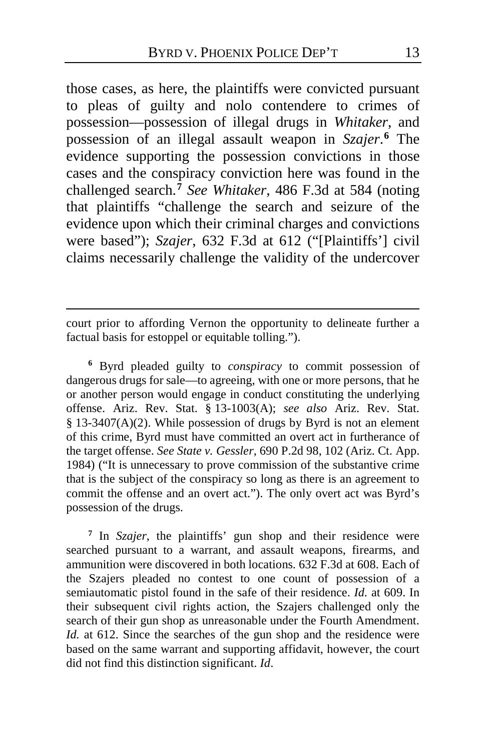those cases, as here, the plaintiffs were convicted pursuant to pleas of guilty and nolo contendere to crimes of possession—possession of illegal drugs in *Whitaker*, and possession of an illegal assault weapon in *Szajer*.[6] The evidence supporting the possession convictions in those cases and the conspiracy conviction here was found in the challenged search.[7] *See Whitaker*, 486 F.3d at 584 (noting that plaintiffs "challenge the search and seizure of the evidence upon which their criminal charges and convictions were based"); *Szajer*, 632 F.3d at 612 ("[Plaintiffs'] civil claims necessarily challenge the validity of the undercover

---

court prior to affording Vernon the opportunity to delineate further a factual basis for estoppel or equitable tolling.").

[6] Byrd pleaded guilty to *conspiracy* to commit possession of dangerous drugs for sale—to agreeing, with one or more persons, that he or another person would engage in conduct constituting the underlying offense. Ariz. Rev. Stat. § 13-1003(A); *see also* Ariz. Rev. Stat. § 13-3407(A)(2). While possession of drugs by Byrd is not an element of this crime, Byrd must have committed an overt act in furtherance of the target offense. *See State v. Gessler*, 690 P.2d 98, 102 (Ariz. Ct. App. 1984) ("It is unnecessary to prove commission of the substantive crime that is the subject of the conspiracy so long as there is an agreement to commit the offense and an overt act."). The only overt act was Byrd's possession of the drugs.

[7] In *Szajer*, the plaintiffs' gun shop and their residence were searched pursuant to a warrant, and assault weapons, firearms, and ammunition were discovered in both locations. 632 F.3d at 608. Each of the Szajers pleaded no contest to one count of possession of a semiautomatic pistol found in the safe of their residence. *Id.* at 609. In their subsequent civil rights action, the Szajers challenged only the search of their gun shop as unreasonable under the Fourth Amendment. *Id.* at 612. Since the searches of the gun shop and the residence were based on the same warrant and supporting affidavit, however, the court did not find this distinction significant. *Id*.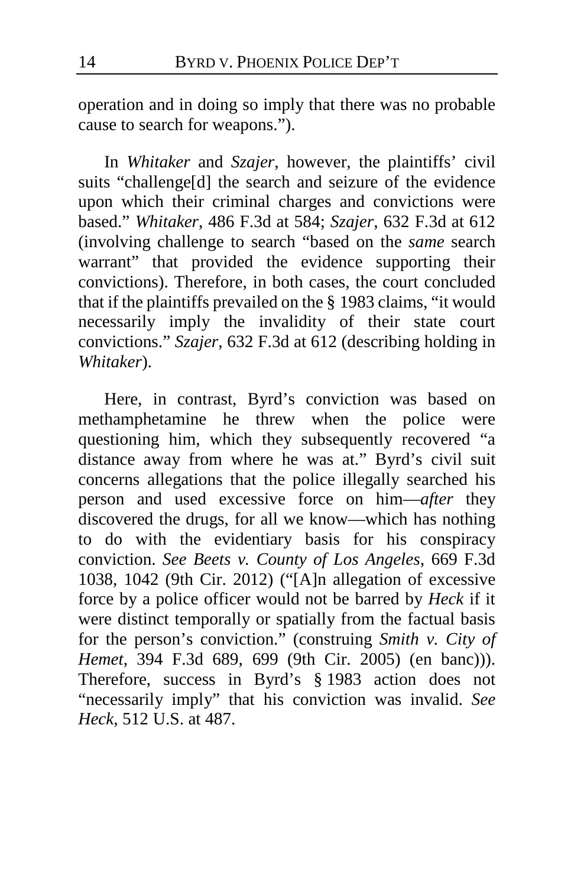operation and in doing so imply that there was no probable cause to search for weapons.").

In *Whitaker* and *Szajer*, however, the plaintiffs' civil suits "challenge[d] the search and seizure of the evidence upon which their criminal charges and convictions were based." *Whitaker*, 486 F.3d at 584; *Szajer*, 632 F.3d at 612 (involving challenge to search "based on the *same* search warrant" that provided the evidence supporting their convictions). Therefore, in both cases, the court concluded that if the plaintiffs prevailed on the § 1983 claims, "it would necessarily imply the invalidity of their state court convictions." *Szajer*, 632 F.3d at 612 (describing holding in *Whitaker*).

Here, in contrast, Byrd's conviction was based on methamphetamine he threw when the police were questioning him, which they subsequently recovered "a distance away from where he was at." Byrd's civil suit concerns allegations that the police illegally searched his person and used excessive force on him—*after* they discovered the drugs, for all we know—which has nothing to do with the evidentiary basis for his conspiracy conviction. *See Beets v. County of Los Angeles*, 669 F.3d 1038, 1042 (9th Cir. 2012) ("[A]n allegation of excessive force by a police officer would not be barred by *Heck* if it were distinct temporally or spatially from the factual basis for the person's conviction." (construing *Smith v. City of Hemet*, 394 F.3d 689, 699 (9th Cir. 2005) (en banc))). Therefore, success in Byrd's § 1983 action does not "necessarily imply" that his conviction was invalid. *See Heck*, 512 U.S. at 487.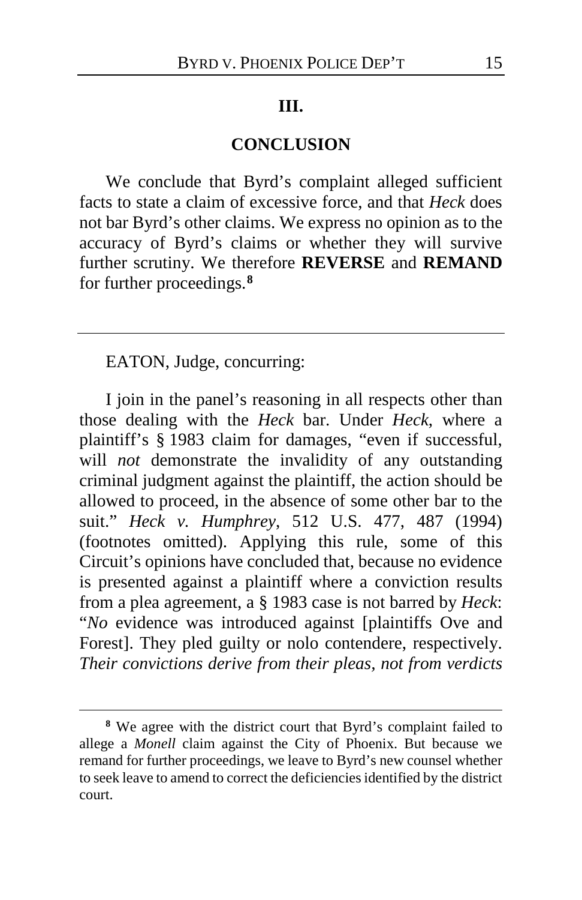## III.

## CONCLUSION

We conclude that Byrd's complaint alleged sufficient facts to state a claim of excessive force, and that *Heck* does not bar Byrd's other claims. We express no opinion as to the accuracy of Byrd's claims or whether they will survive further scrutiny. We therefore **REVERSE** and **REMAND** for further proceedings.[8]

---

EATON, Judge, concurring:

I join in the panel's reasoning in all respects other than those dealing with the *Heck* bar. Under *Heck*, where a plaintiff's § 1983 claim for damages, "even if successful, will *not* demonstrate the invalidity of any outstanding criminal judgment against the plaintiff, the action should be allowed to proceed, in the absence of some other bar to the suit." *Heck v. Humphrey*, 512 U.S. 477, 487 (1994) (footnotes omitted). Applying this rule, some of this Circuit's opinions have concluded that, because no evidence is presented against a plaintiff where a conviction results from a plea agreement, a § 1983 case is not barred by *Heck*: "*No* evidence was introduced against [plaintiffs Ove and Forest]. They pled guilty or nolo contendere, respectively. *Their convictions derive from their pleas, not from verdicts*

[8] We agree with the district court that Byrd's complaint failed to allege a *Monell* claim against the City of Phoenix. But because we remand for further proceedings, we leave to Byrd's new counsel whether to seek leave to amend to correct the deficiencies identified by the district court.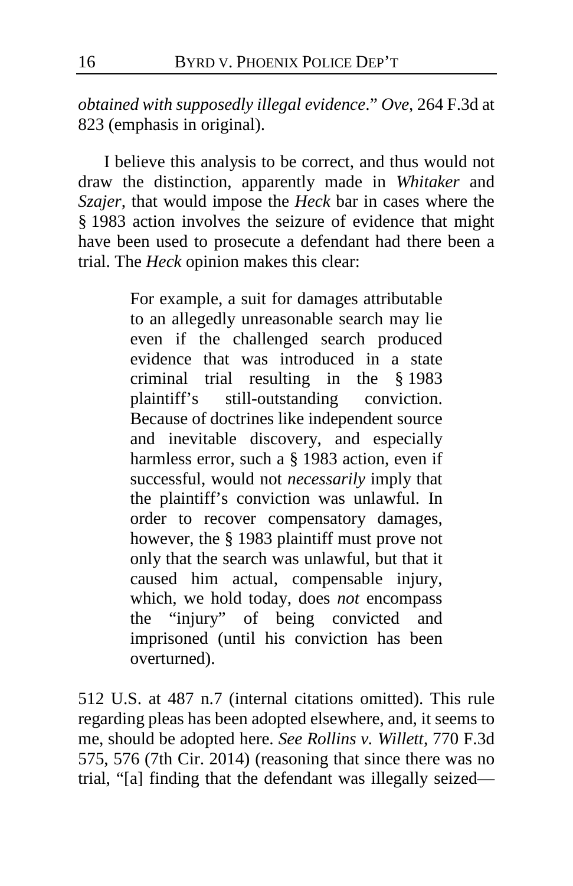*obtained with supposedly illegal evidence*." *Ove*, 264 F.3d at 823 (emphasis in original).

I believe this analysis to be correct, and thus would not draw the distinction, apparently made in *Whitaker* and *Szajer*, that would impose the *Heck* bar in cases where the § 1983 action involves the seizure of evidence that might have been used to prosecute a defendant had there been a trial. The *Heck* opinion makes this clear:

> For example, a suit for damages attributable to an allegedly unreasonable search may lie even if the challenged search produced evidence that was introduced in a state criminal trial resulting in the § 1983 plaintiff's still-outstanding conviction. Because of doctrines like independent source and inevitable discovery, and especially harmless error, such a § 1983 action, even if successful, would not *necessarily* imply that the plaintiff's conviction was unlawful. In order to recover compensatory damages, however, the § 1983 plaintiff must prove not only that the search was unlawful, but that it caused him actual, compensable injury, which, we hold today, does *not* encompass the "injury" of being convicted and imprisoned (until his conviction has been overturned).

512 U.S. at 487 n.7 (internal citations omitted). This rule regarding pleas has been adopted elsewhere, and, it seems to me, should be adopted here. *See Rollins v. Willett*, 770 F.3d 575, 576 (7th Cir. 2014) (reasoning that since there was no trial, "[a] finding that the defendant was illegally seized—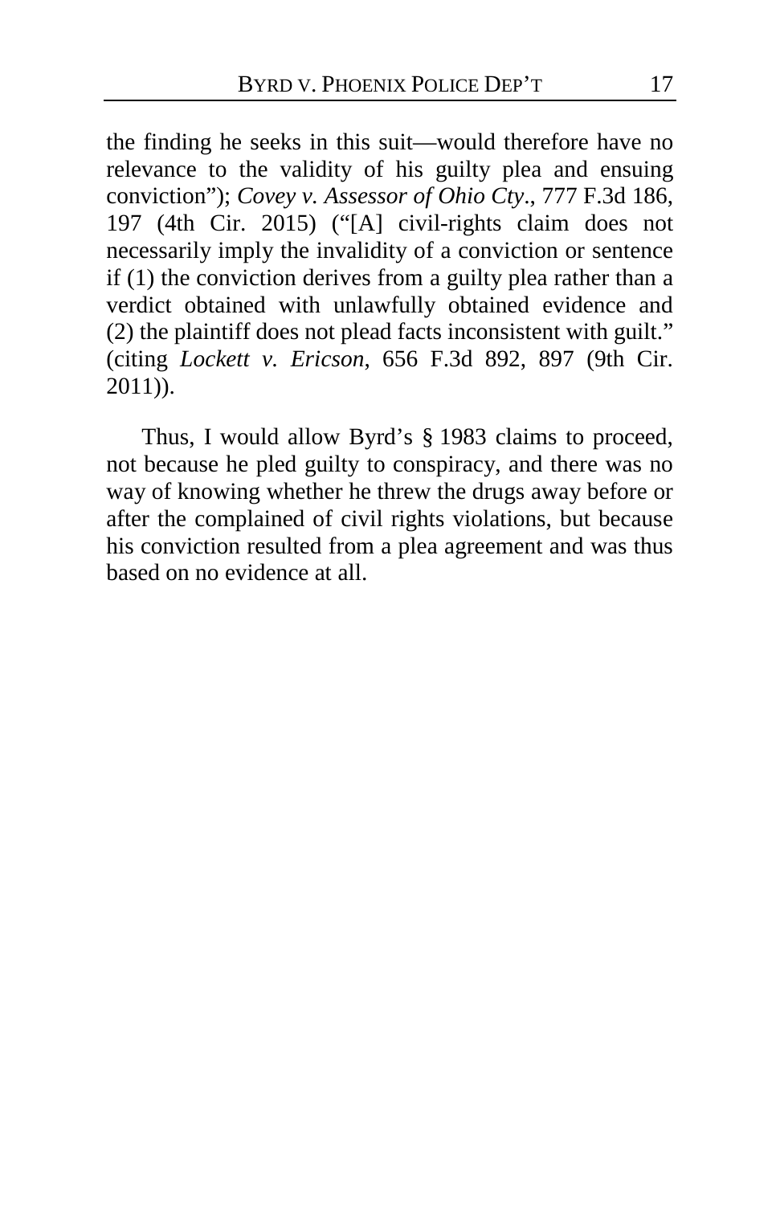the finding he seeks in this suit—would therefore have no relevance to the validity of his guilty plea and ensuing conviction"); *Covey v. Assessor of Ohio Cty*., 777 F.3d 186, 197 (4th Cir. 2015) ("[A] civil-rights claim does not necessarily imply the invalidity of a conviction or sentence if (1) the conviction derives from a guilty plea rather than a verdict obtained with unlawfully obtained evidence and (2) the plaintiff does not plead facts inconsistent with guilt." (citing *Lockett v. Ericson*, 656 F.3d 892, 897 (9th Cir. 2011)).

Thus, I would allow Byrd's § 1983 claims to proceed, not because he pled guilty to conspiracy, and there was no way of knowing whether he threw the drugs away before or after the complained of civil rights violations, but because his conviction resulted from a plea agreement and was thus based on no evidence at all.